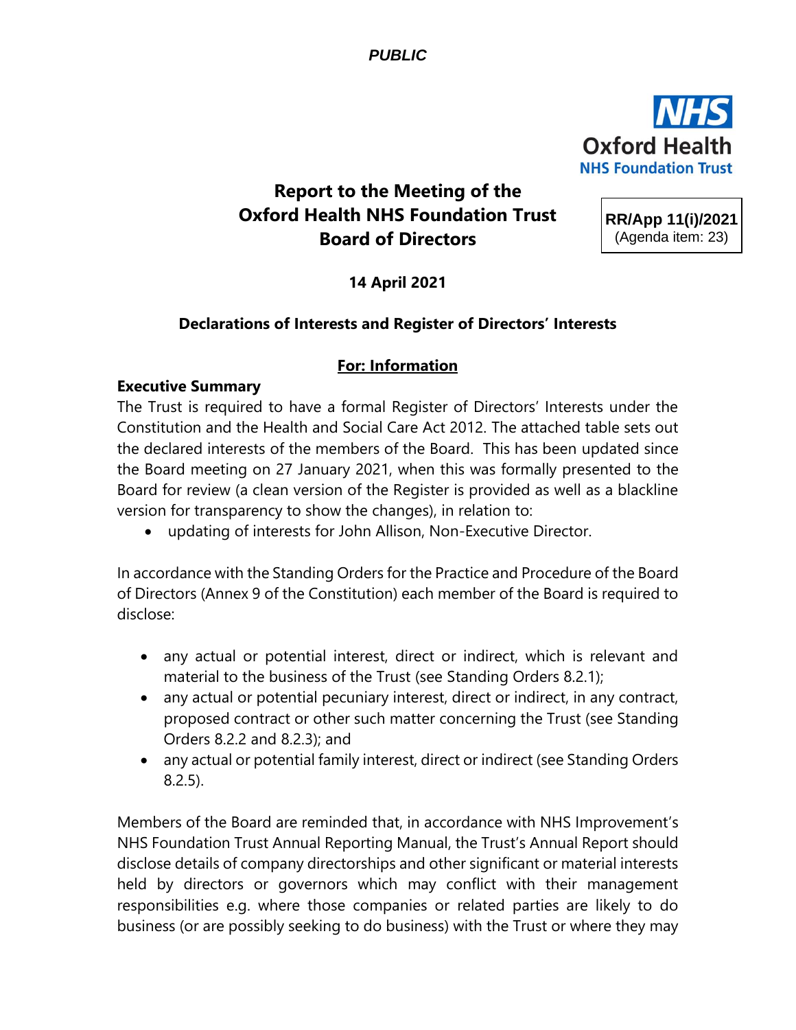*PUBLIC*

NHS Oxford Health NHS Foundation Trust

# Report to the Meeting of the Oxford Health NHS Foundation Trust Board of Directors

**RR/App 11(i)/2021**
(Agenda item: 23)

**14 April 2021**

**Declarations of Interests and Register of Directors' Interests**

**<u>For: Information</u>**

**Executive Summary**

The Trust is required to have a formal Register of Directors' Interests under the Constitution and the Health and Social Care Act 2012. The attached table sets out the declared interests of the members of the Board. This has been updated since the Board meeting on 27 January 2021, when this was formally presented to the Board for review (a clean version of the Register is provided as well as a blackline version for transparency to show the changes), in relation to:

- updating of interests for John Allison, Non-Executive Director.

In accordance with the Standing Orders for the Practice and Procedure of the Board of Directors (Annex 9 of the Constitution) each member of the Board is required to disclose:

- any actual or potential interest, direct or indirect, which is relevant and material to the business of the Trust (see Standing Orders 8.2.1);
- any actual or potential pecuniary interest, direct or indirect, in any contract, proposed contract or other such matter concerning the Trust (see Standing Orders 8.2.2 and 8.2.3); and
- any actual or potential family interest, direct or indirect (see Standing Orders 8.2.5).

Members of the Board are reminded that, in accordance with NHS Improvement's NHS Foundation Trust Annual Reporting Manual, the Trust's Annual Report should disclose details of company directorships and other significant or material interests held by directors or governors which may conflict with their management responsibilities e.g. where those companies or related parties are likely to do business (or are possibly seeking to do business) with the Trust or where they may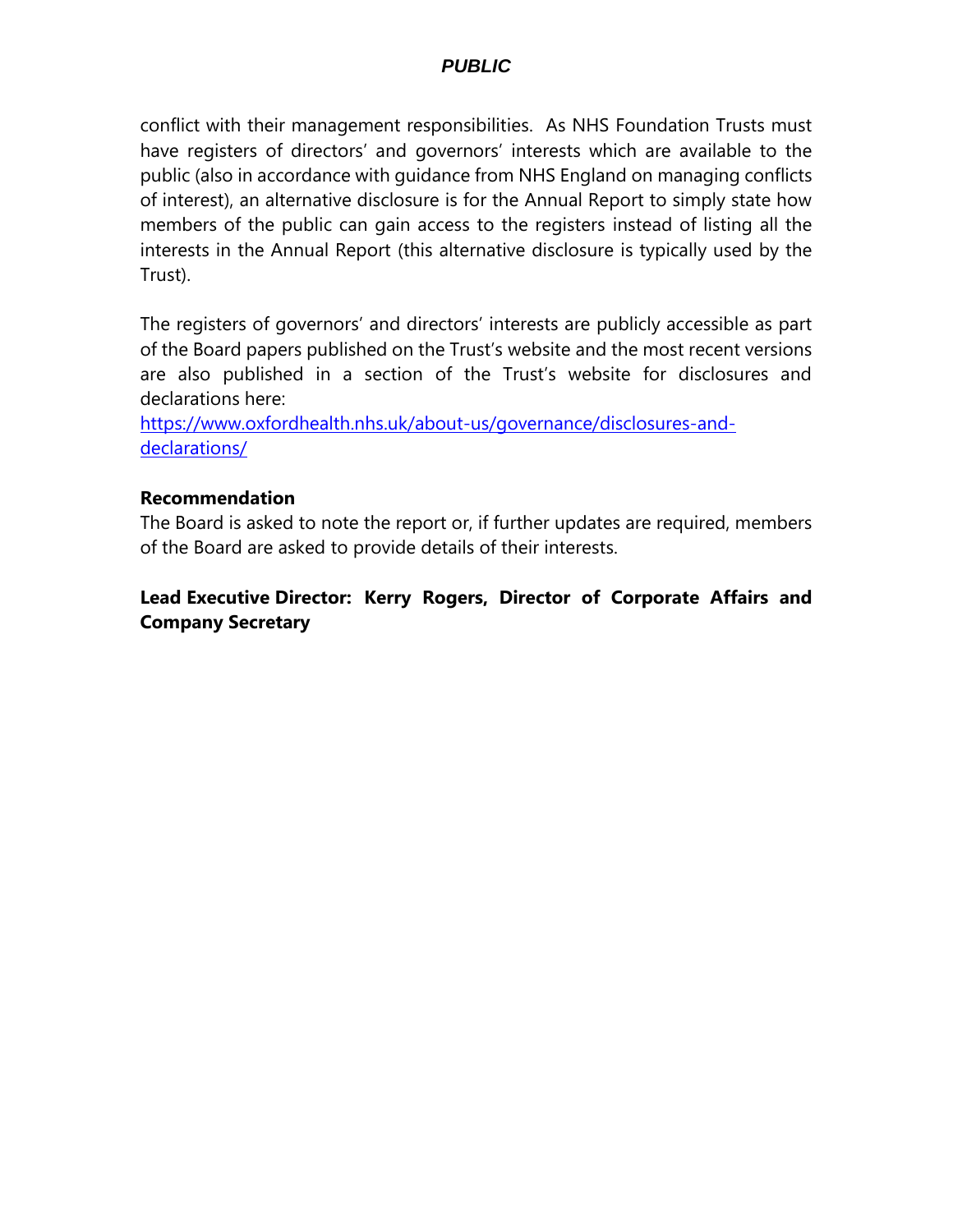conflict with their management responsibilities. As NHS Foundation Trusts must have registers of directors' and governors' interests which are available to the public (also in accordance with guidance from NHS England on managing conflicts of interest), an alternative disclosure is for the Annual Report to simply state how members of the public can gain access to the registers instead of listing all the interests in the Annual Report (this alternative disclosure is typically used by the Trust).

The registers of governors' and directors' interests are publicly accessible as part of the Board papers published on the Trust's website and the most recent versions are also published in a section of the Trust's website for disclosures and declarations here:
[https://www.oxfordhealth.nhs.uk/about-us/governance/disclosures-and-declarations/](https://www.oxfordhealth.nhs.uk/about-us/governance/disclosures-and-declarations/)

**Recommendation**
The Board is asked to note the report or, if further updates are required, members of the Board are asked to provide details of their interests.

**Lead Executive Director: Kerry Rogers, Director of Corporate Affairs and Company Secretary**